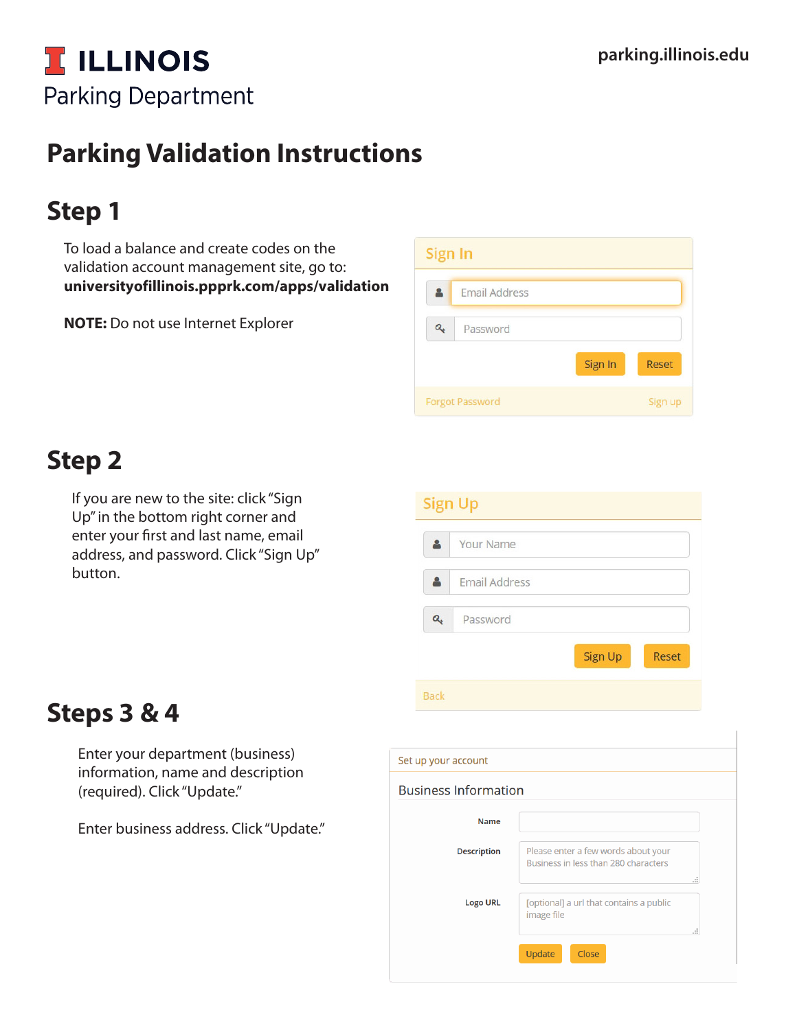# ILLINOIS
Parking Department

parking.illinois.edu

# Parking Validation Instructions

## Step 1

To load a balance and create codes on the validation account management site, go to: **universityofillinois.ppprk.com/apps/validation**

**NOTE:** Do not use Internet Explorer

Sign In

Email Address

Password

Sign In | Reset

Forgot Password | Sign up

## Step 2

If you are new to the site: click "Sign Up" in the bottom right corner and enter your first and last name, email address, and password. Click "Sign Up" button.

Sign Up

Your Name

Email Address

Password

Sign Up | Reset

Back

## Steps 3 & 4

Enter your department (business) information, name and description (required). Click "Update."

Enter business address. Click "Update."

Set up your account

Business Information

Name

Description — Please enter a few words about your Business in less than 280 characters

Logo URL — [optional] a url that contains a public image file

Update | Close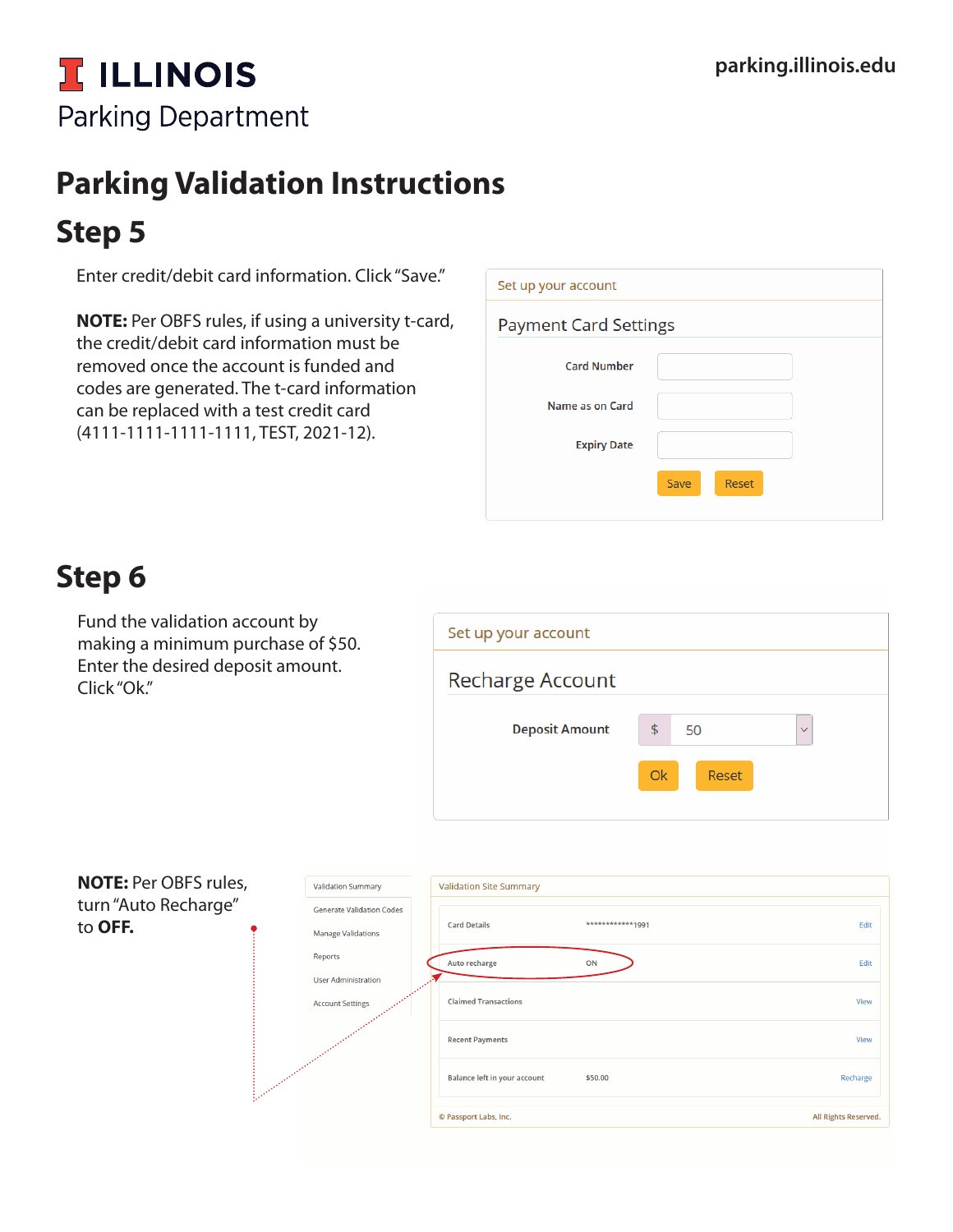# ILLINOIS

Parking Department

parking.illinois.edu

# Parking Validation Instructions

## Step 5

Enter credit/debit card information. Click "Save."

**NOTE:** Per OBFS rules, if using a university t-card, the credit/debit card information must be removed once the account is funded and codes are generated. The t-card information can be replaced with a test credit card (4111-1111-1111-1111, TEST, 2021-12).

Set up your account

Payment Card Settings

Card Number

Name as on Card

Expiry Date

Save Reset

## Step 6

Fund the validation account by making a minimum purchase of $50. Enter the desired deposit amount. Click "Ok."

Set up your account

Recharge Account

Deposit Amount $ 50

Ok Reset

**NOTE:** Per OBFS rules, turn "Auto Recharge" to **OFF.**

Validation Summary

Generate Validation Codes

Manage Validations

Reports

User Administration

Account Settings

Validation Site Summary

| | | |
|---|---|---|
| Card Details | \*\*\*\*\*\*\*\*\*\*\*\*1991 | Edit |
| Auto recharge | ON | Edit |
| Claimed Transactions | | View |
| Recent Payments | | View |
| Balance left in your account | $50.00 | Recharge |

© Passport Labs, Inc. All Rights Reserved.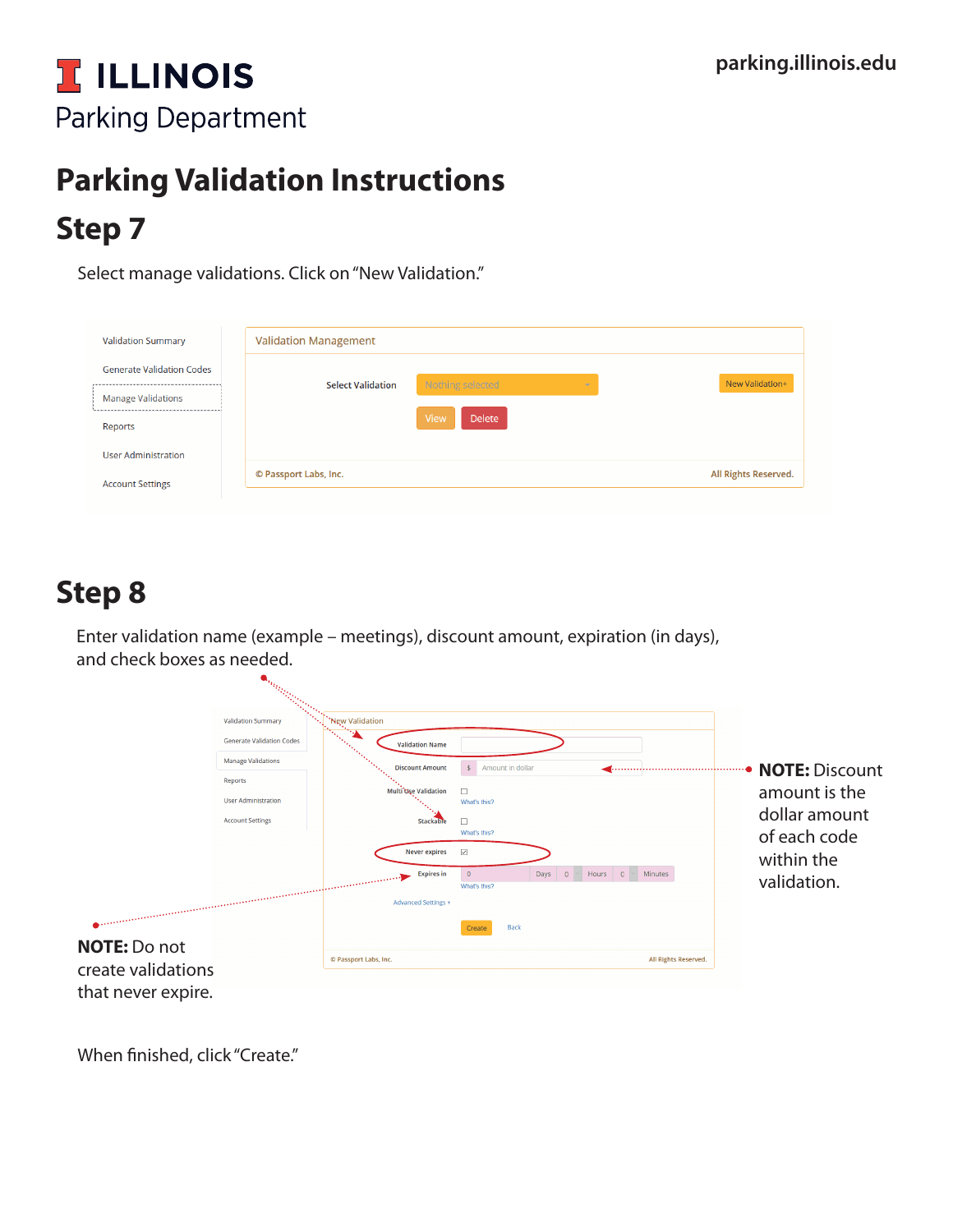# ILLINOIS
Parking Department

parking.illinois.edu

# Parking Validation Instructions

## Step 7

Select manage validations. Click on "New Validation."

## Step 8

Enter validation name (example – meetings), discount amount, expiration (in days), and check boxes as needed.

**NOTE:** Discount amount is the dollar amount of each code within the validation.

**NOTE:** Do not create validations that never expire.

When finished, click "Create."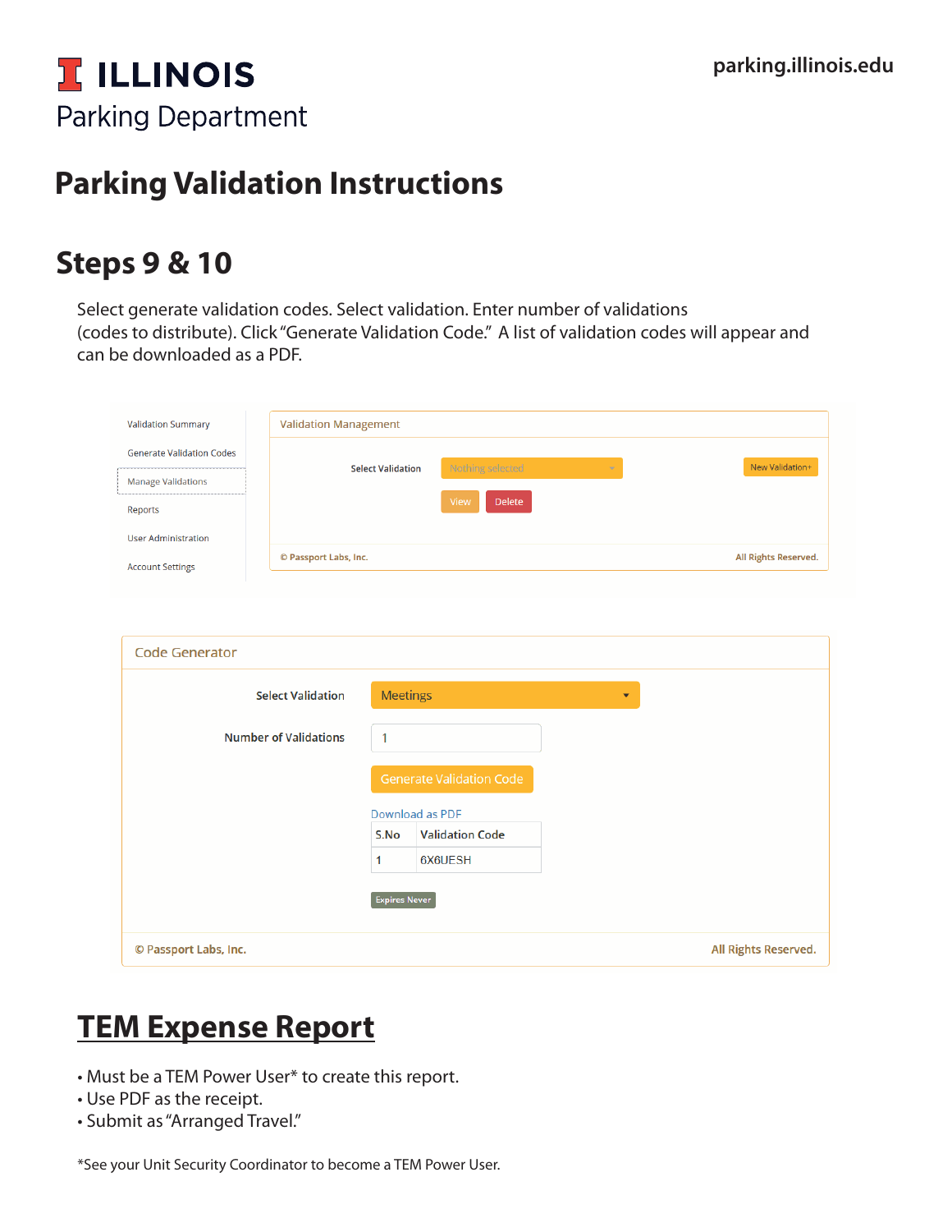# Parking Validation Instructions

## Steps 9 & 10

Select generate validation codes. Select validation. Enter number of validations (codes to distribute). Click "Generate Validation Code." A list of validation codes will appear and can be downloaded as a PDF.

Validation Summary
Generate Validation Codes
Manage Validations
Reports
User Administration
Account Settings

Validation Management

Select Validation: Nothing selected
New Validation+
View | Delete

© Passport Labs, Inc. All Rights Reserved.

Code Generator

Select Validation: Meetings

Number of Validations: 1

Generate Validation Code

Download as PDF

| S.No | Validation Code |
| --- | --- |
| 1 | 6X6UESH |

Expires Never

© Passport Labs, Inc. All Rights Reserved.

## TEM Expense Report

- Must be a TEM Power User* to create this report.
- Use PDF as the receipt.
- Submit as "Arranged Travel."

*See your Unit Security Coordinator to become a TEM Power User.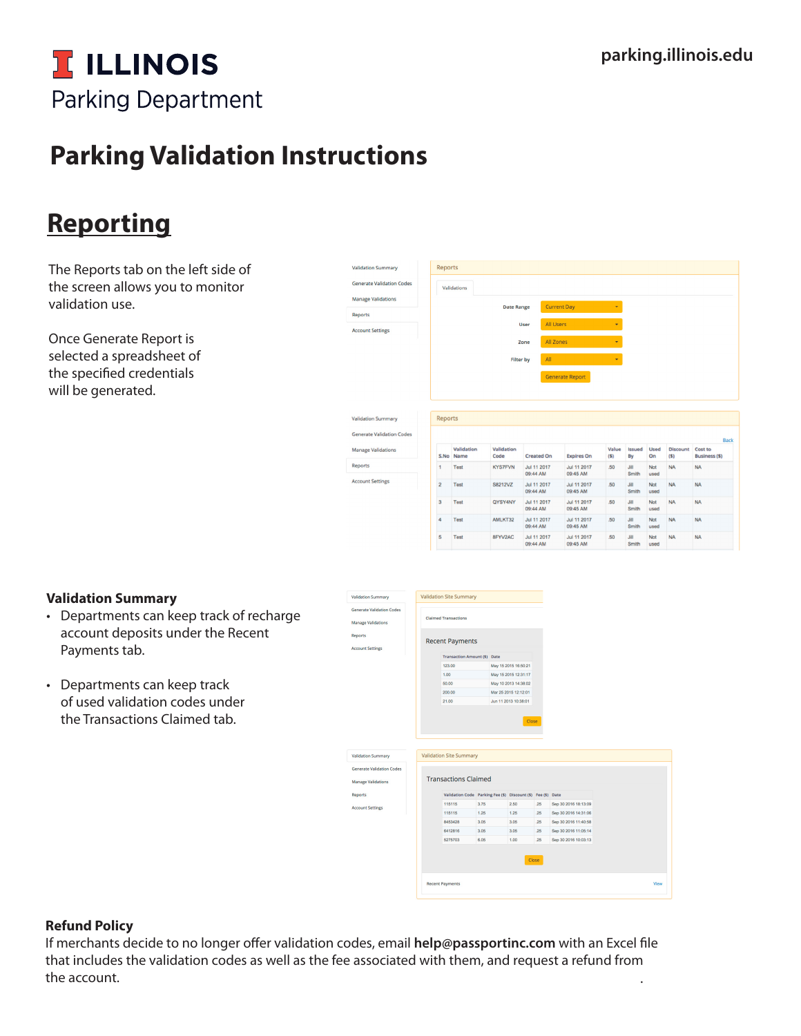# ILLINOIS Parking Department

parking.illinois.edu

# Parking Validation Instructions

## Reporting

The Reports tab on the left side of the screen allows you to monitor validation use.

Once Generate Report is selected a spreadsheet of the specified credentials will be generated.

### Validation Summary

- Departments can keep track of recharge account deposits under the Recent Payments tab.
- Departments can keep track of used validation codes under the Transactions Claimed tab.

### Refund Policy

If merchants decide to no longer offer validation codes, email **help@passportinc.com** with an Excel file that includes the validation codes as well as the fee associated with them, and request a refund from the account.